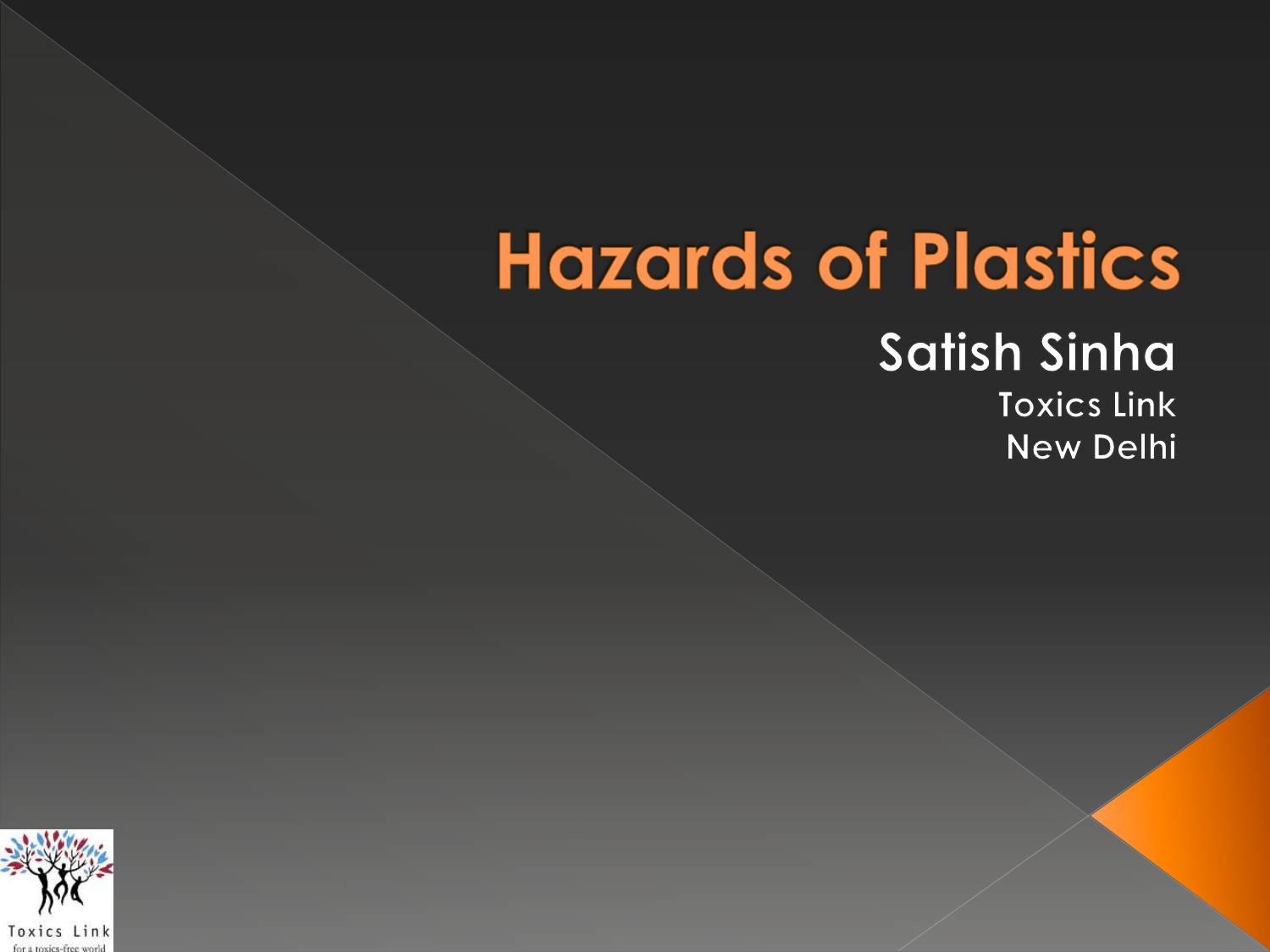# Hazards of Plastics

**Satish Sinha**

Toxics Link

New Delhi

Toxics Link
for a toxics-free world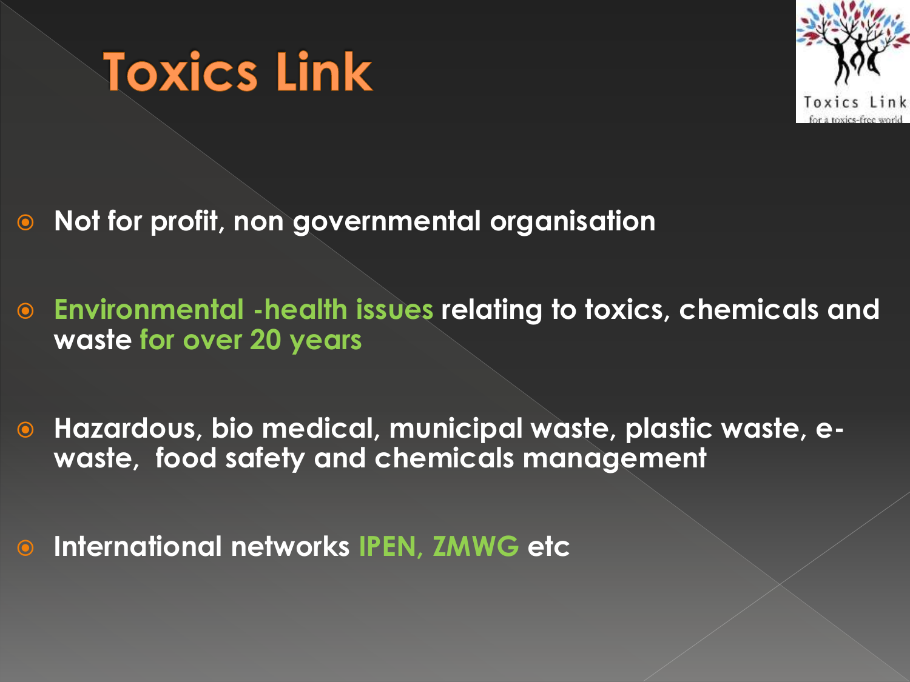# Toxics Link

- **Not for profit, non governmental organisation**
- **Environmental -health issues relating to toxics, chemicals and waste for over 20 years**
- **Hazardous, bio medical, municipal waste, plastic waste, e-waste, food safety and chemicals management**
- **International networks IPEN, ZMWG etc**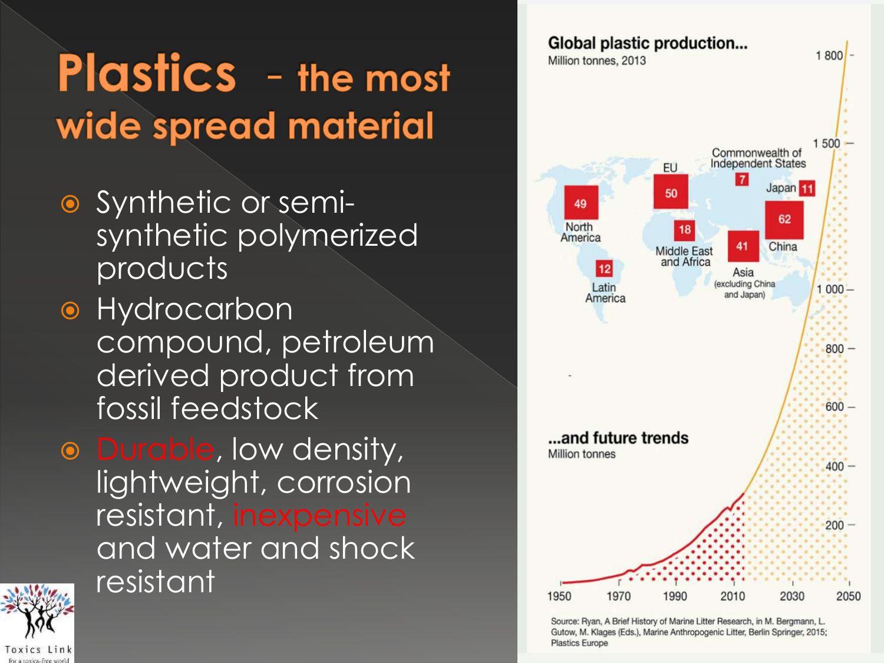# Plastics - the most wide spread material

- Synthetic or semi-synthetic polymerized products
- Hydrocarbon compound, petroleum derived product from fossil feedstock
- Durable, low density, lightweight, corrosion resistant, inexpensive and water and shock resistant

**Global plastic production...**
Million tonnes, 2013

- North America: 49
- Latin America: 12
- EU: 50
- Middle East and Africa: 18
- Commonwealth of Independent States: 7
- Japan: 11
- China: 62
- Asia (excluding China and Japan): 41

**...and future trends**
Million tonnes

Source: Ryan, A Brief History of Marine Litter Research, in M. Bergmann, L. Gutow, M. Klages (Eds.), Marine Anthropogenic Litter, Berlin Springer, 2015; Plastics Europe

Toxics Link
for a toxics-free world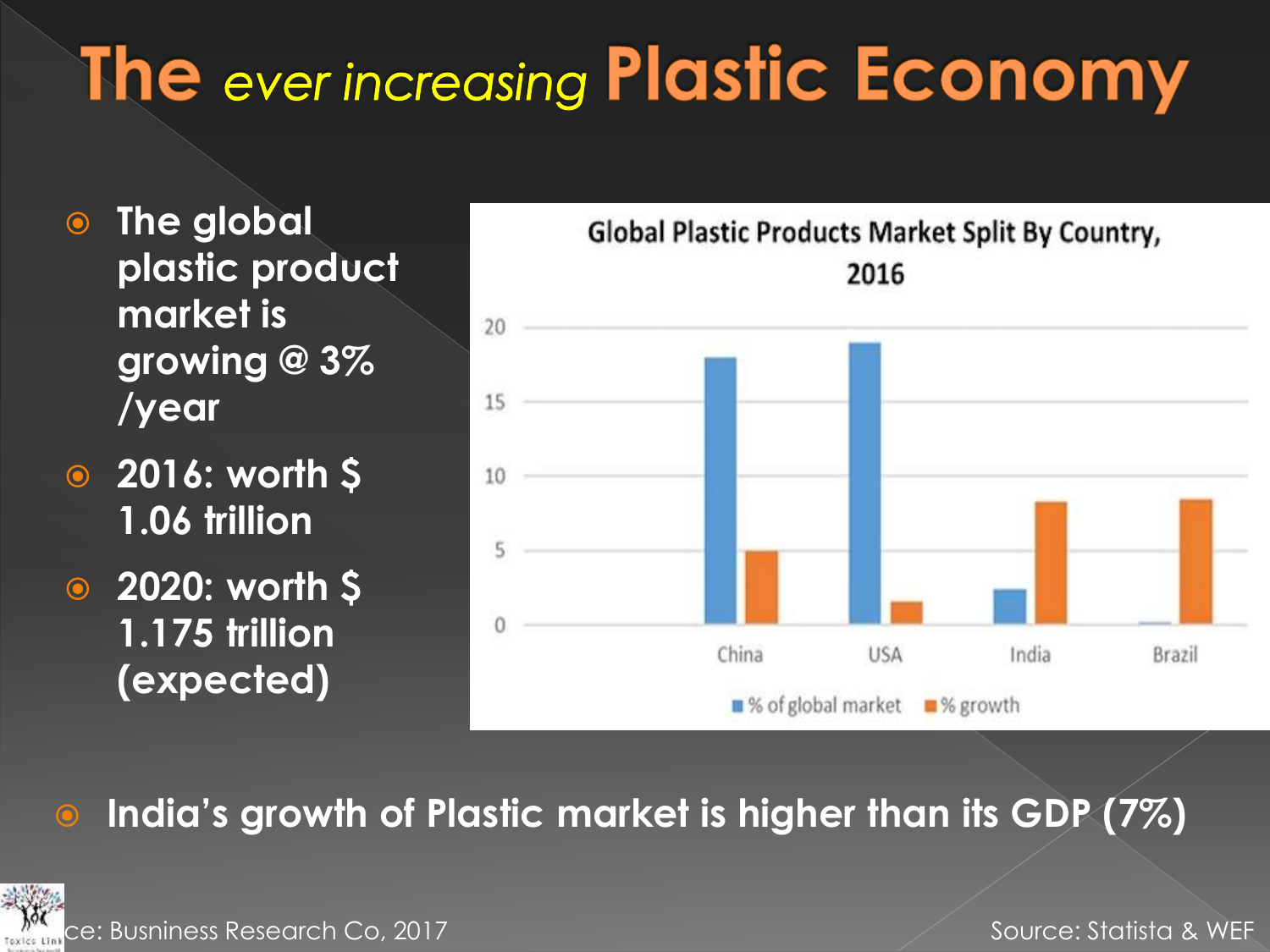# The *ever increasing* Plastic Economy

- The global plastic product market is growing @ 3% /year
- 2016: worth $ 1.06 trillion
- 2020: worth $ 1.175 trillion (expected)

**Global Plastic Products Market Split By Country, 2016**

- India's growth of Plastic market is higher than its GDP (7%)

ce: Busniness Research Co, 2017

Source: Statista & WEF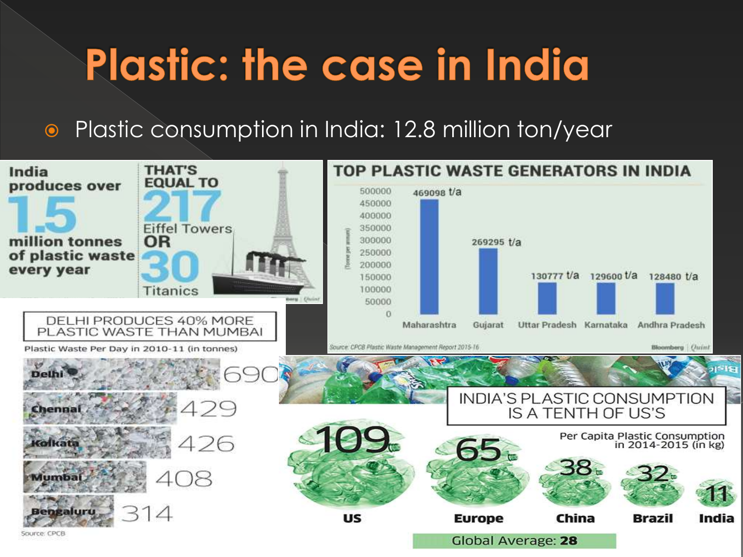# Plastic: the case in India

- Plastic consumption in India: 12.8 million ton/year

India produces over **1.5** million tonnes of plastic waste every year

THAT'S EQUAL TO **217** Eiffel Towers OR **30** Titanics

## TOP PLASTIC WASTE GENERATORS IN INDIA

| State | Tonne per annum |
|---|---|
| Maharashtra | 469098 t/a |
| Gujarat | 269295 t/a |
| Uttar Pradesh | 130777 t/a |
| Karnataka | 129600 t/a |
| Andhra Pradesh | 128480 t/a |

Source: CPCB Plastic Waste Management Report 2015-16

Bloomberg | Quint

## DELHI PRODUCES 40% MORE PLASTIC WASTE THAN MUMBAI

Plastic Waste Per Day in 2010-11 (in tonnes)

| City | Tonnes |
|---|---|
| Delhi | 690 |
| Chennai | 429 |
| Kolkata | 426 |
| Mumbai | 408 |
| Bengaluru | 314 |

Source: CPCB

## INDIA'S PLASTIC CONSUMPTION IS A TENTH OF US'S

Per Capita Plastic Consumption in 2014-2015 (in kg)

| US | Europe | China | Brazil | India |
|---|---|---|---|---|
| 109 | 65 | 38 | 32 | 11 |

Global Average: **28**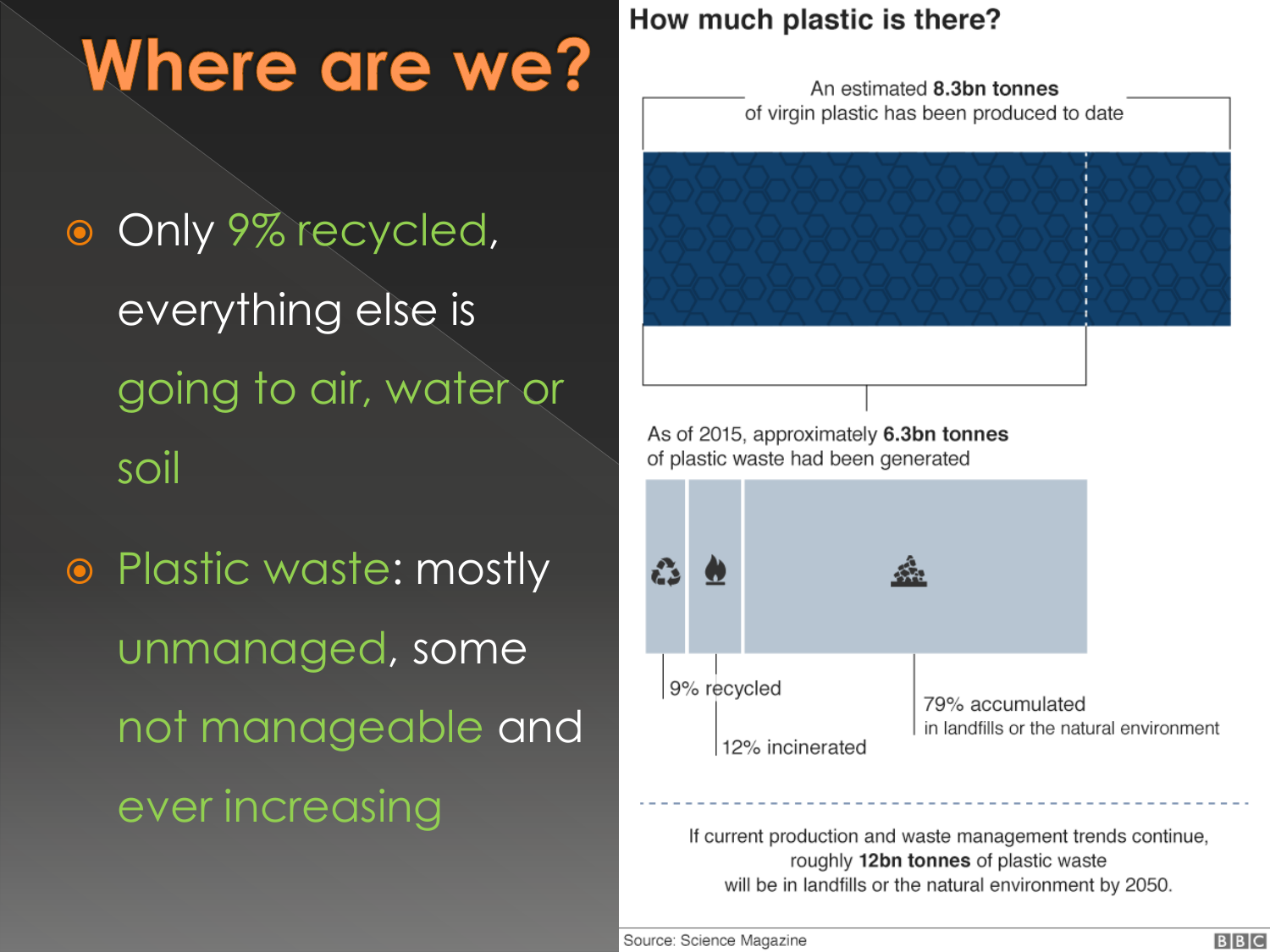# Where are we?

- Only 9% recycled, everything else is going to air, water or soil
- Plastic waste: mostly unmanaged, some not manageable and ever increasing

## How much plastic is there?

An estimated **8.3bn tonnes** of virgin plastic has been produced to date

As of 2015, approximately **6.3bn tonnes** of plastic waste had been generated

9% recycled

12% incinerated

79% accumulated in landfills or the natural environment

If current production and waste management trends continue, roughly **12bn tonnes** of plastic waste will be in landfills or the natural environment by 2050.

Source: Science Magazine

BBC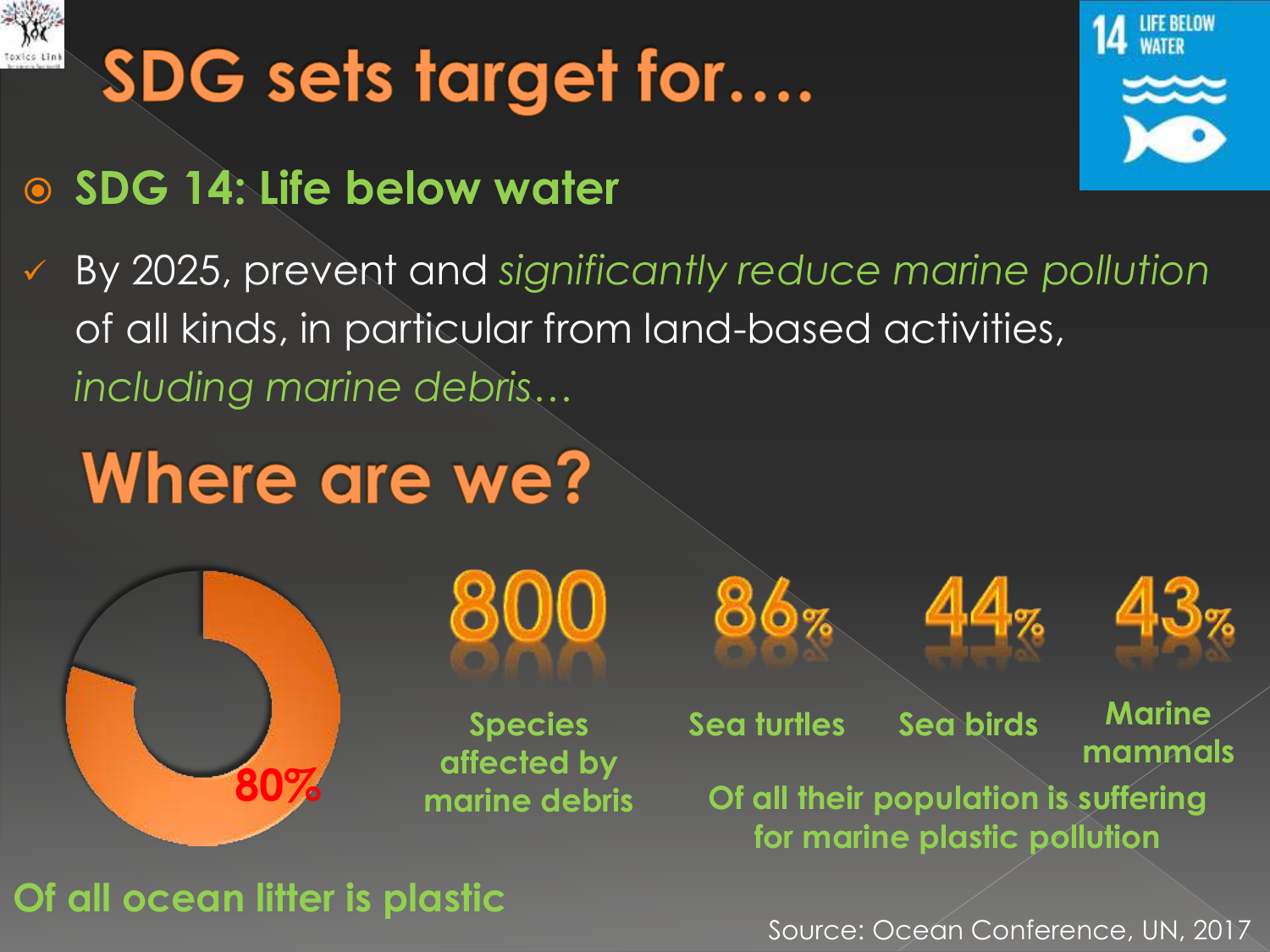# SDG sets target for….

- **SDG 14: Life below water**

✓ By 2025, prevent and *significantly reduce marine pollution* of all kinds, in particular from land-based activities, *including marine debris…*

## Where are we?

**80%**

**Of all ocean litter is plastic**

**800**

**Species affected by marine debris**

**86%** Sea turtles

**44%** Sea birds

**43%** Marine mammals

**Of all their population is suffering for marine plastic pollution**

Source: Ocean Conference, UN, 2017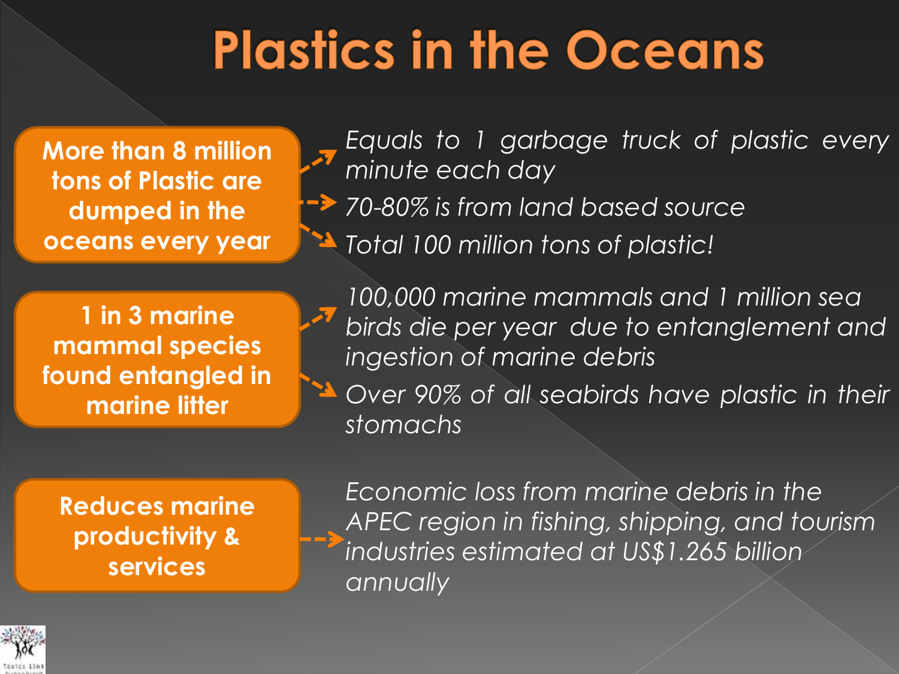# Plastics in the Oceans

**More than 8 million tons of Plastic are dumped in the oceans every year**

- *Equals to 1 garbage truck of plastic every minute each day*
- *70-80% is from land based source*
- *Total 100 million tons of plastic!*

**1 in 3 marine mammal species found entangled in marine litter**

- *100,000 marine mammals and 1 million sea birds die per year due to entanglement and ingestion of marine debris*
- *Over 90% of all seabirds have plastic in their stomachs*

**Reduces marine productivity & services**

- *Economic loss from marine debris in the APEC region in fishing, shipping, and tourism industries estimated at US$1.265 billion annually*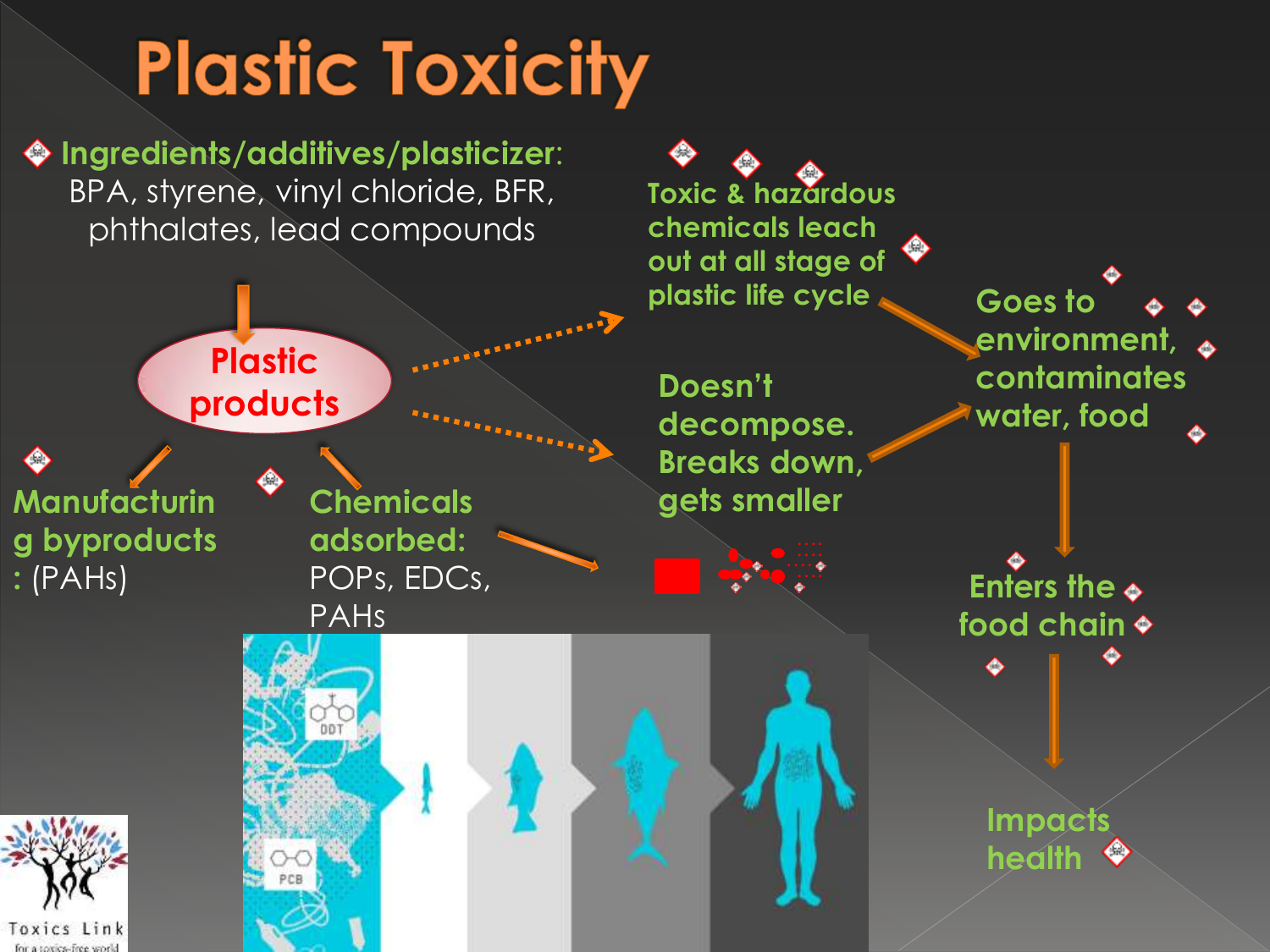# Plastic Toxicity

- **Ingredients/additives/plasticizer:** BPA, styrene, vinyl chloride, BFR, phthalates, lead compounds

**Plastic products**

**Manufacturing byproducts:** (PAHs)

**Chemicals adsorbed:** POPs, EDCs, PAHs

**Toxic & hazardous chemicals leach out at all stage of plastic life cycle**

**Doesn't decompose. Breaks down, gets smaller**

**Goes to environment, contaminates water, food**

**Enters the food chain**

**Impacts health**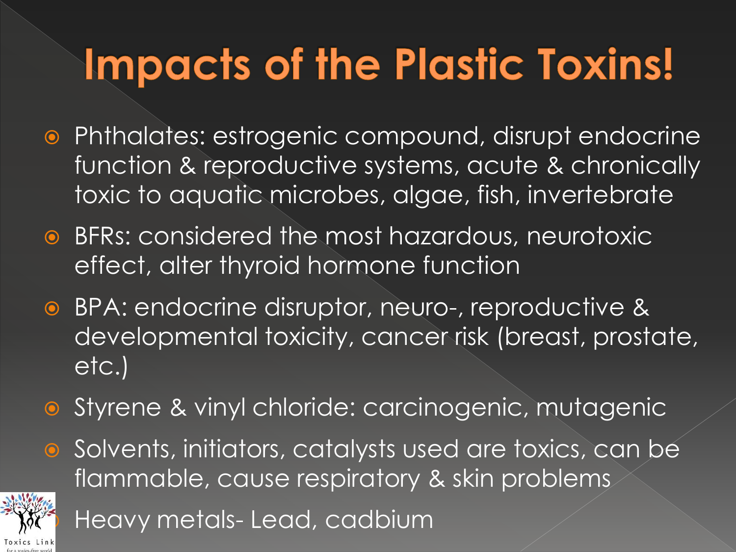# Impacts of the Plastic Toxins!

- Phthalates: estrogenic compound, disrupt endocrine function & reproductive systems, acute & chronically toxic to aquatic microbes, algae, fish, invertebrate
- BFRs: considered the most hazardous, neurotoxic effect, alter thyroid hormone function
- BPA: endocrine disruptor, neuro-, reproductive & developmental toxicity, cancer risk (breast, prostate, etc.)
- Styrene & vinyl chloride: carcinogenic, mutagenic
- Solvents, initiators, catalysts used are toxics, can be flammable, cause respiratory & skin problems
- Heavy metals- Lead, cadbium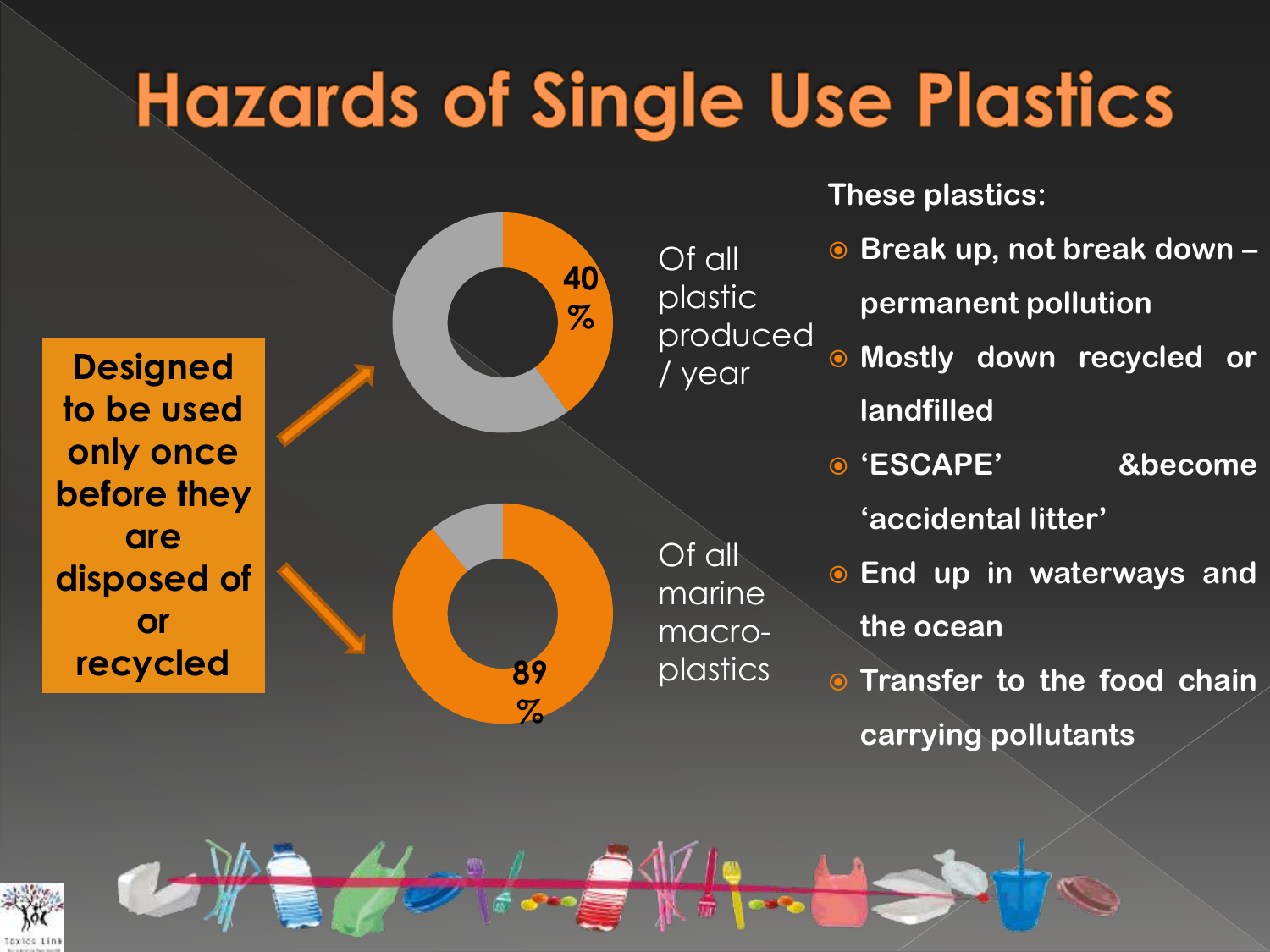# Hazards of Single Use Plastics

**Designed to be used only once before they are disposed of or recycled**

**40 %** Of all plastic produced / year

**89 %** Of all marine macro-plastics

**These plastics:**

- **Break up, not break down – permanent pollution**
- **Mostly down recycled or landfilled**
- **'ESCAPE' &become 'accidental litter'**
- **End up in waterways and the ocean**
- **Transfer to the food chain carrying pollutants**

Toxics Link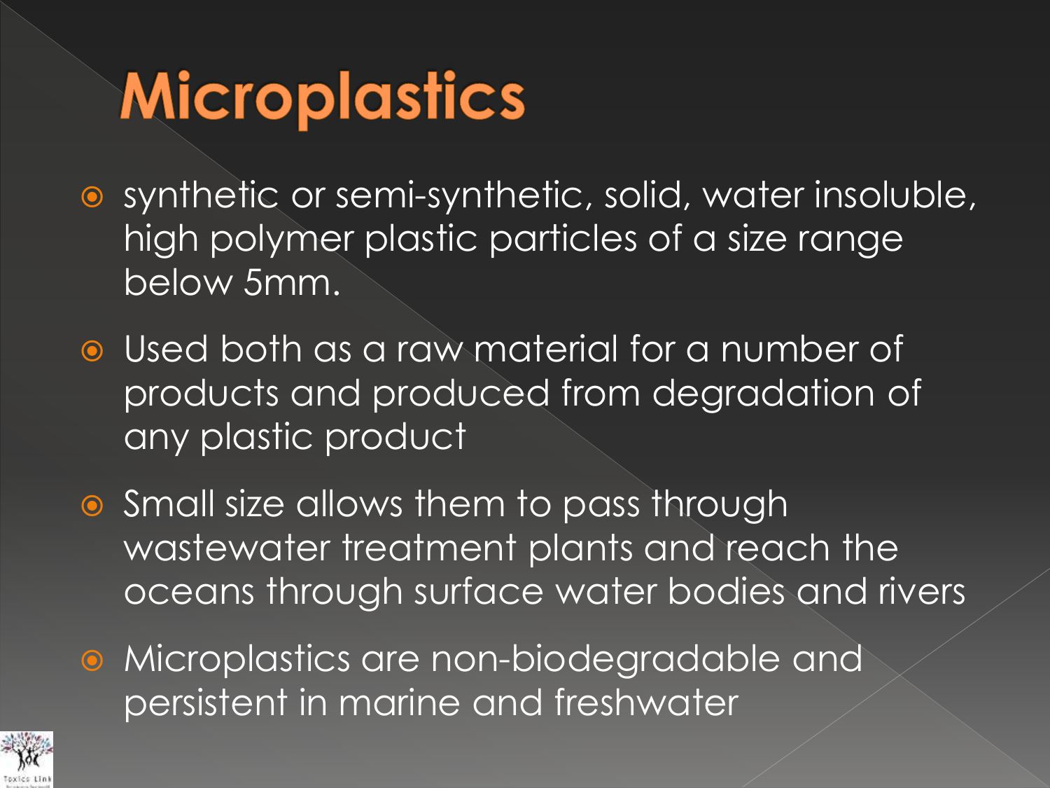# Microplastics

- synthetic or semi-synthetic, solid, water insoluble, high polymer plastic particles of a size range below 5mm.
- Used both as a raw material for a number of products and produced from degradation of any plastic product
- Small size allows them to pass through wastewater treatment plants and reach the oceans through surface water bodies and rivers
- Microplastics are non-biodegradable and persistent in marine and freshwater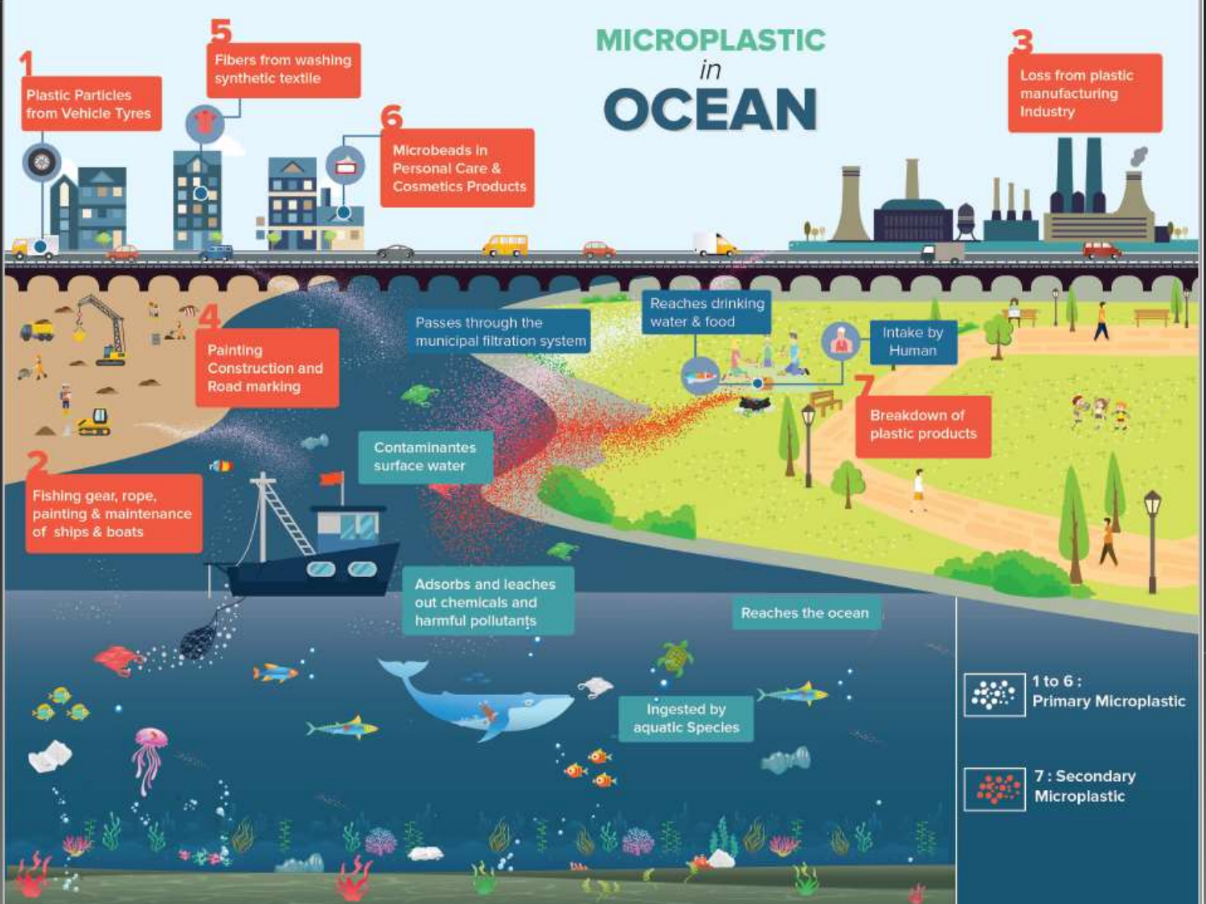# MICROPLASTIC *in* OCEAN

1. Plastic Particles from Vehicle Tyres
2. Fishing gear, rope, painting & maintenance of ships & boats
3. Loss from plastic manufacturing Industry
4. Painting Construction and Road marking
5. Fibers from washing synthetic textile
6. Microbeads in Personal Care & Cosmetics Products
7. Breakdown of plastic products

Passes through the municipal filtration system

Reaches drinking water & food

Intake by Human

Contaminantes surface water

Adsorbs and leaches out chemicals and harmful pollutants

Reaches the ocean

Ingested by aquatic Species

1 to 6 : Primary Microplastic

7 : Secondary Microplastic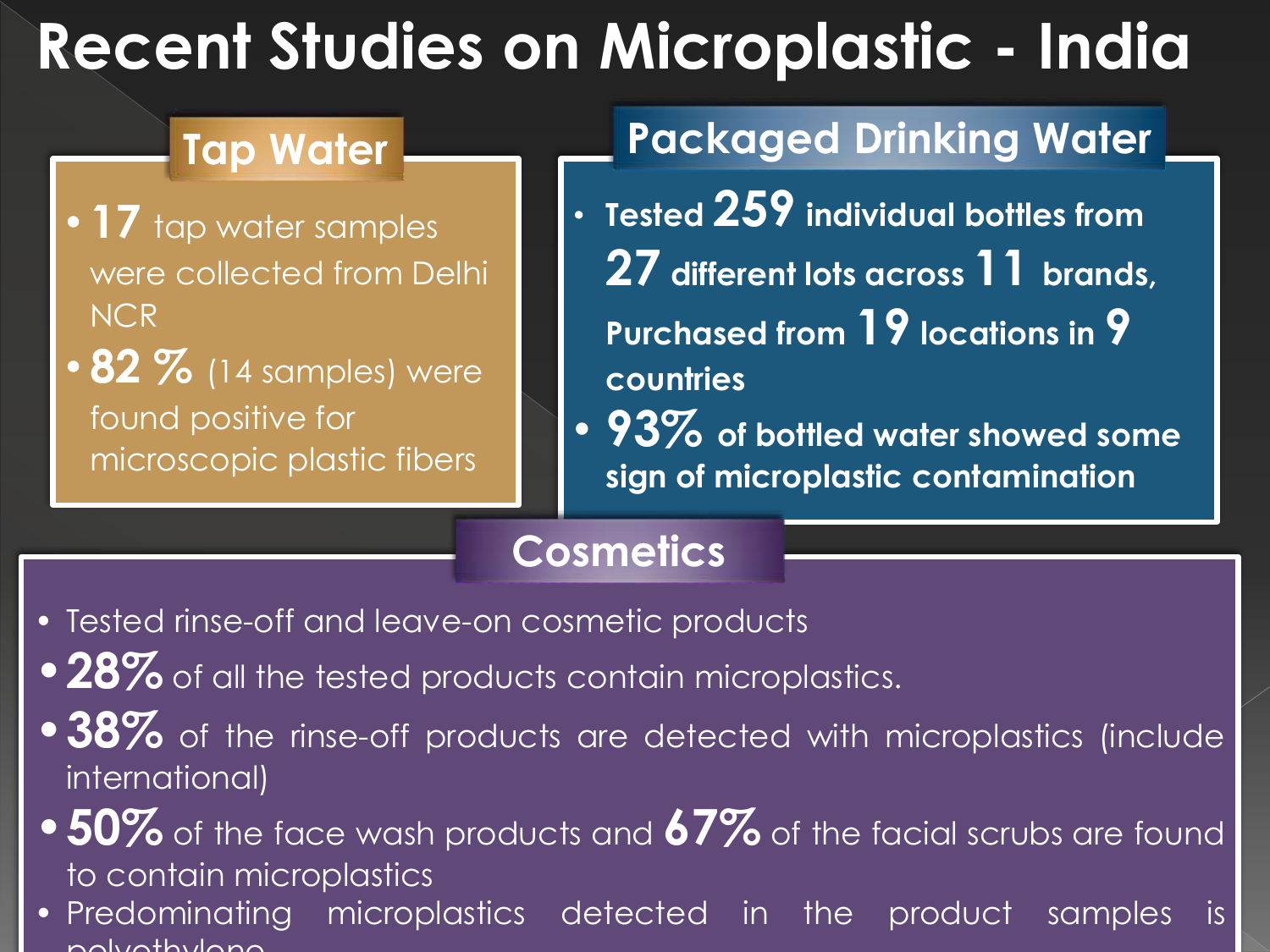# Recent Studies on Microplastic - India

## Tap Water

- **17** tap water samples were collected from Delhi NCR
- **82 %** (14 samples) were found positive for microscopic plastic fibers

## Packaged Drinking Water

- Tested **259** individual bottles from **27** different lots across **11** brands, Purchased from **19** locations in **9** countries
- **93%** of bottled water showed some sign of microplastic contamination

## Cosmetics

- Tested rinse-off and leave-on cosmetic products
- **28%** of all the tested products contain microplastics.
- **38%** of the rinse-off products are detected with microplastics (include international)
- **50%** of the face wash products and **67%** of the facial scrubs are found to contain microplastics
- Predominating microplastics detected in the product samples is polyethylene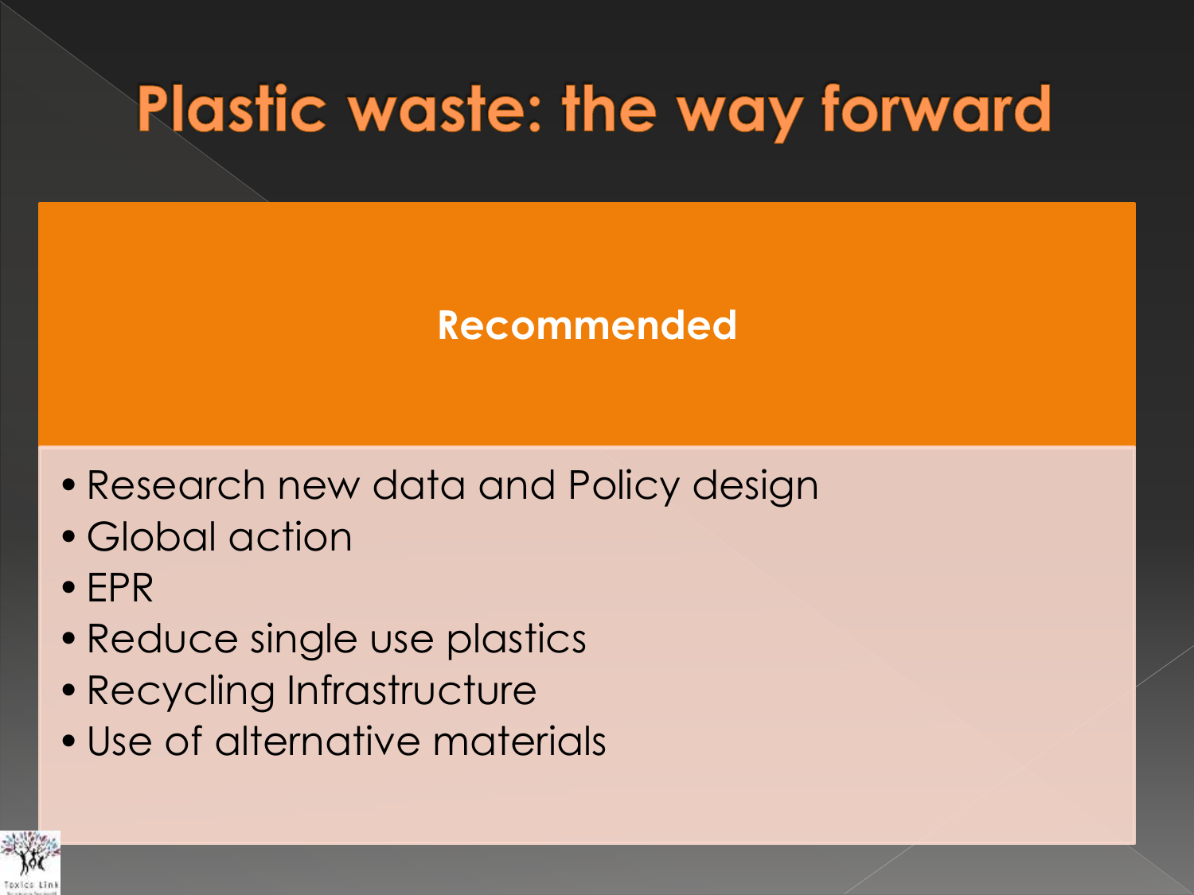# Plastic waste: the way forward

**Recommended**

- Research new data and Policy design
- Global action
- EPR
- Reduce single use plastics
- Recycling Infrastructure
- Use of alternative materials